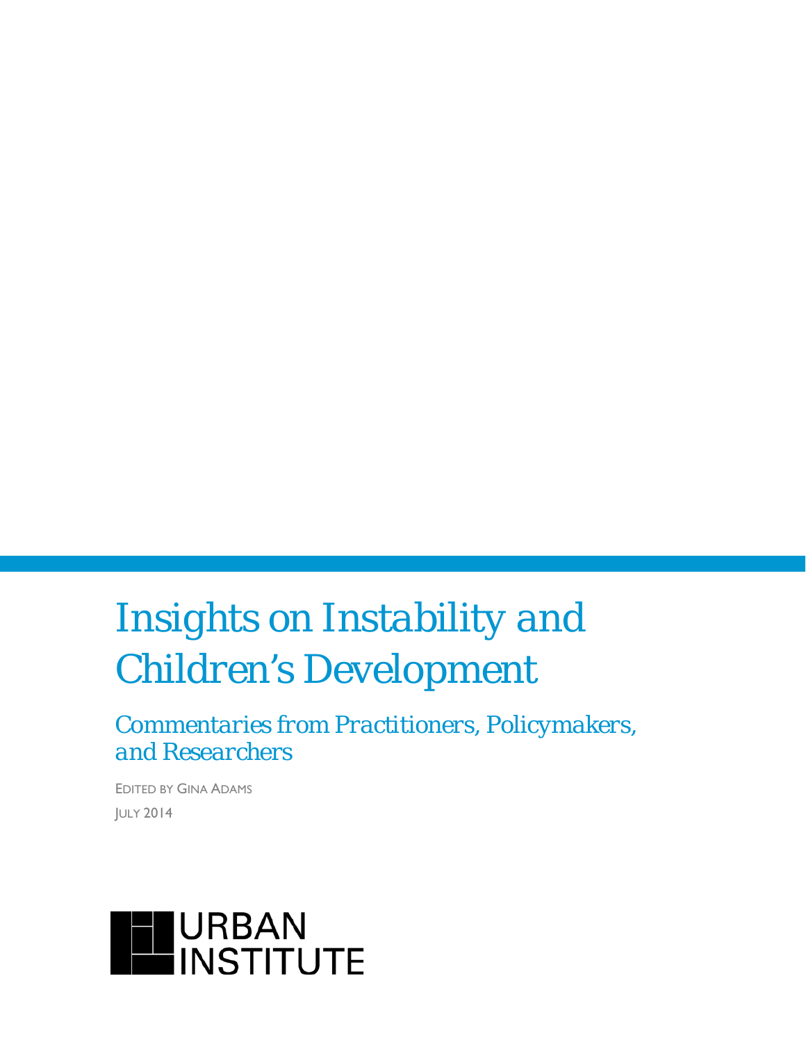# Insights on Instability and Children's Development

## *Commentaries from Practitioners, Policymakers, and Researchers*

EDITED BY GINA ADAMS

JULY 2014

URBAN INSTITUTE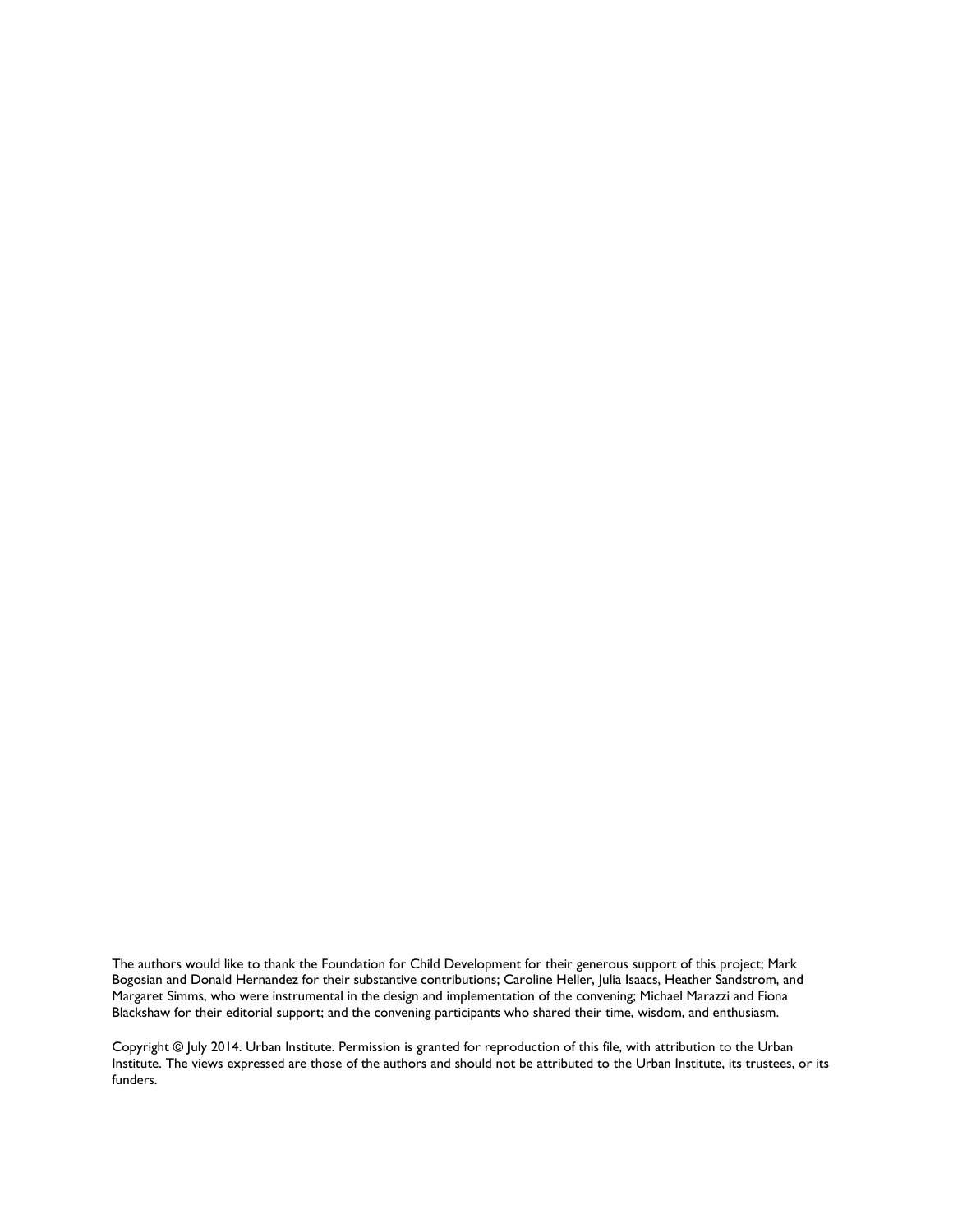The authors would like to thank the Foundation for Child Development for their generous support of this project; Mark Bogosian and Donald Hernandez for their substantive contributions; Caroline Heller, Julia Isaacs, Heather Sandstrom, and Margaret Simms, who were instrumental in the design and implementation of the convening; Michael Marazzi and Fiona Blackshaw for their editorial support; and the convening participants who shared their time, wisdom, and enthusiasm.

Copyright © July 2014. Urban Institute. Permission is granted for reproduction of this file, with attribution to the Urban Institute. The views expressed are those of the authors and should not be attributed to the Urban Institute, its trustees, or its funders.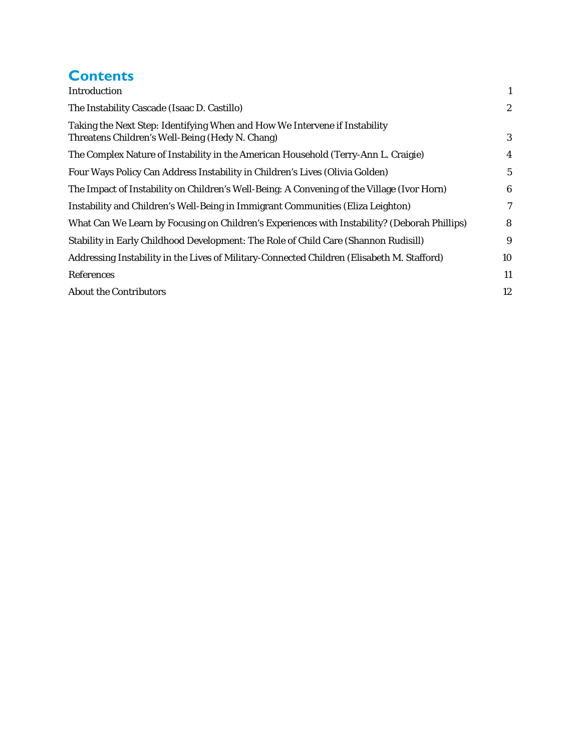# Contents

| | |
|---|---|
| Introduction | 1 |
| The Instability Cascade (Isaac D. Castillo) | 2 |
| Taking the Next Step: Identifying When and How We Intervene if Instability Threatens Children's Well-Being (Hedy N. Chang) | 3 |
| The Complex Nature of Instability in the American Household (Terry-Ann L. Craigie) | 4 |
| Four Ways Policy Can Address Instability in Children's Lives (Olivia Golden) | 5 |
| The Impact of Instability on Children's Well-Being: A Convening of the Village (Ivor Horn) | 6 |
| Instability and Children's Well-Being in Immigrant Communities (Eliza Leighton) | 7 |
| What Can We Learn by Focusing on Children's Experiences with Instability? (Deborah Phillips) | 8 |
| Stability in Early Childhood Development: The Role of Child Care (Shannon Rudisill) | 9 |
| Addressing Instability in the Lives of Military-Connected Children (Elisabeth M. Stafford) | 10 |
| References | 11 |
| About the Contributors | 12 |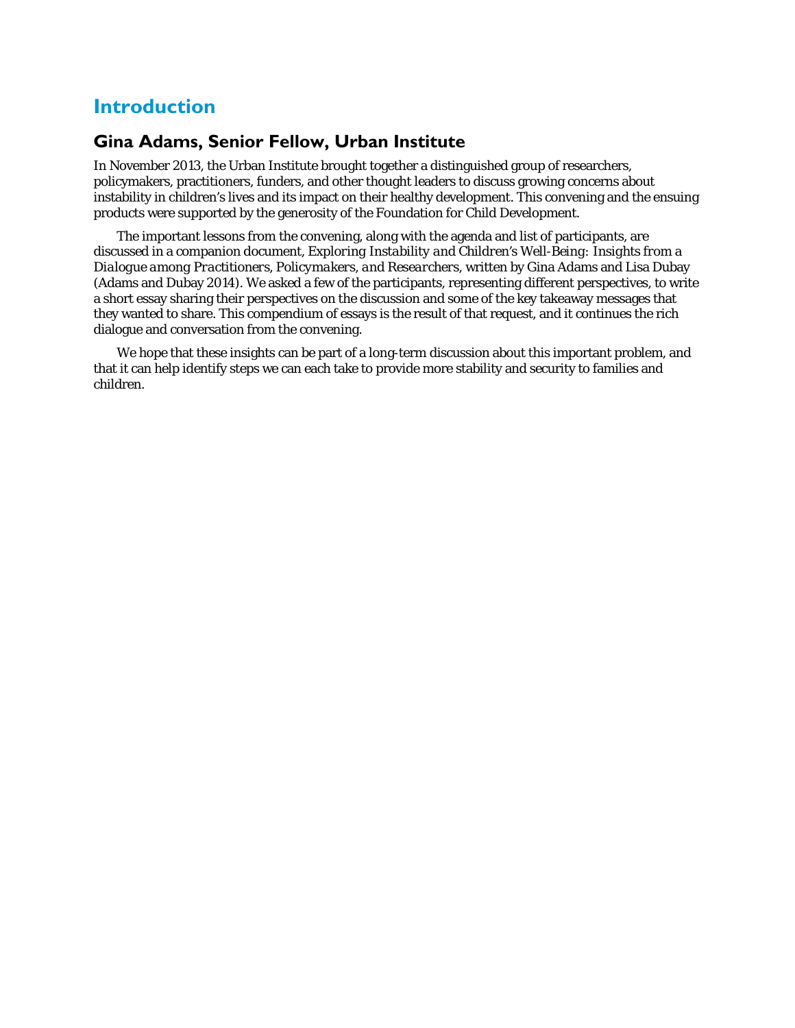# Introduction

## Gina Adams, Senior Fellow, Urban Institute

In November 2013, the Urban Institute brought together a distinguished group of researchers, policymakers, practitioners, funders, and other thought leaders to discuss growing concerns about instability in children's lives and its impact on their healthy development. This convening and the ensuing products were supported by the generosity of the Foundation for Child Development.

The important lessons from the convening, along with the agenda and list of participants, are discussed in a companion document, *Exploring Instability and Children's Well-Being: Insights from a Dialogue among Practitioners, Policymakers, and Researchers*, written by Gina Adams and Lisa Dubay (Adams and Dubay 2014). We asked a few of the participants, representing different perspectives, to write a short essay sharing their perspectives on the discussion and some of the key takeaway messages that they wanted to share. This compendium of essays is the result of that request, and it continues the rich dialogue and conversation from the convening.

We hope that these insights can be part of a long-term discussion about this important problem, and that it can help identify steps we can each take to provide more stability and security to families and children.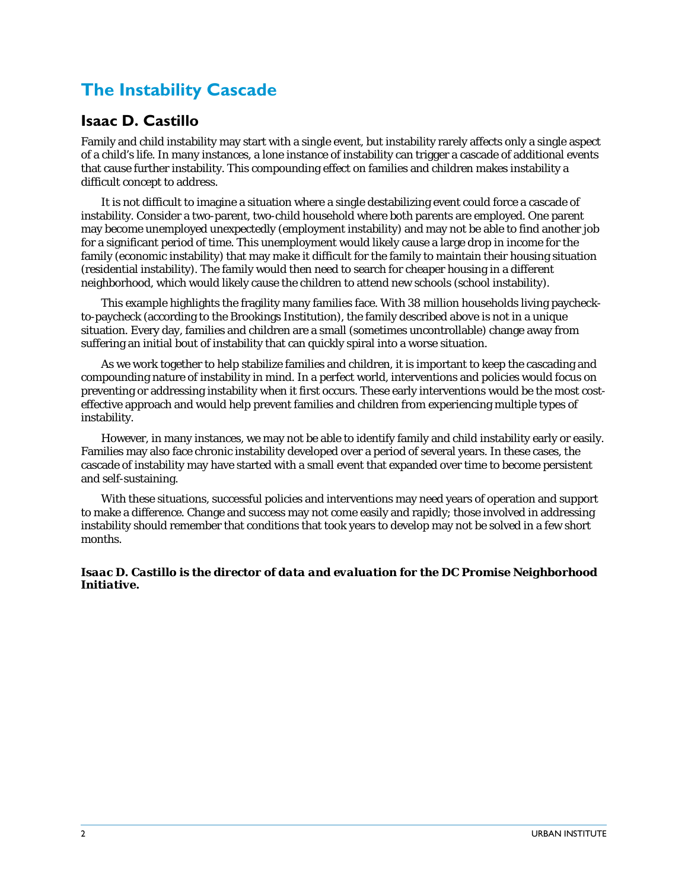## The Instability Cascade

### Isaac D. Castillo

Family and child instability may start with a single event, but instability rarely affects only a single aspect of a child's life. In many instances, a lone instance of instability can trigger a cascade of additional events that cause further instability. This compounding effect on families and children makes instability a difficult concept to address.

It is not difficult to imagine a situation where a single destabilizing event could force a cascade of instability. Consider a two-parent, two-child household where both parents are employed. One parent may become unemployed unexpectedly (employment instability) and may not be able to find another job for a significant period of time. This unemployment would likely cause a large drop in income for the family (economic instability) that may make it difficult for the family to maintain their housing situation (residential instability). The family would then need to search for cheaper housing in a different neighborhood, which would likely cause the children to attend new schools (school instability).

This example highlights the fragility many families face. With 38 million households living paycheck-to-paycheck (according to the Brookings Institution), the family described above is not in a unique situation. Every day, families and children are a small (sometimes uncontrollable) change away from suffering an initial bout of instability that can quickly spiral into a worse situation.

As we work together to help stabilize families and children, it is important to keep the cascading and compounding nature of instability in mind. In a perfect world, interventions and policies would focus on preventing or addressing instability when it first occurs. These early interventions would be the most cost-effective approach and would help prevent families and children from experiencing multiple types of instability.

However, in many instances, we may not be able to identify family and child instability early or easily. Families may also face chronic instability developed over a period of several years. In these cases, the cascade of instability may have started with a small event that expanded over time to become persistent and self-sustaining.

With these situations, successful policies and interventions may need years of operation and support to make a difference. Change and success may not come easily and rapidly; those involved in addressing instability should remember that conditions that took years to develop may not be solved in a few short months.

***Isaac D. Castillo is the director of data and evaluation for the DC Promise Neighborhood Initiative.***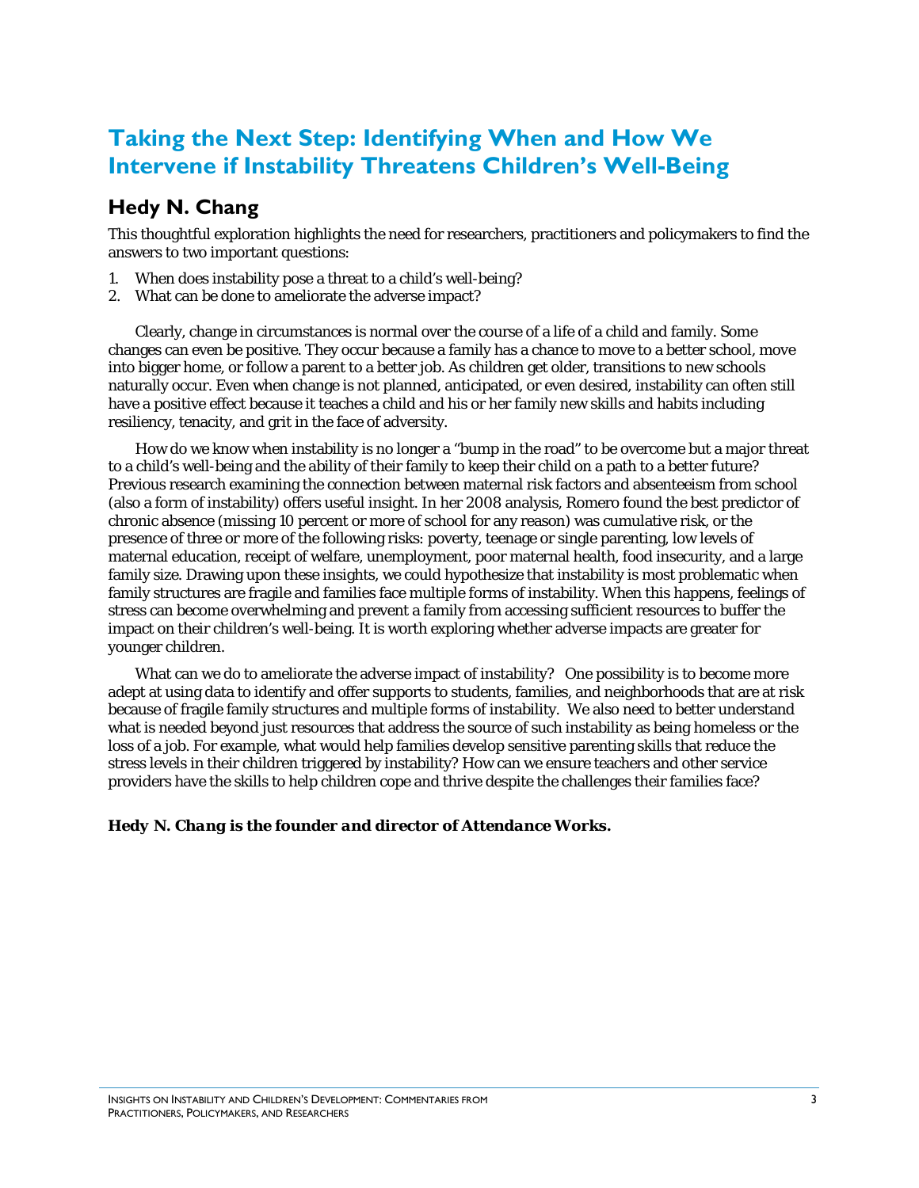## Taking the Next Step: Identifying When and How We Intervene if Instability Threatens Children's Well-Being

### Hedy N. Chang

This thoughtful exploration highlights the need for researchers, practitioners and policymakers to find the answers to two important questions:

1. When does instability pose a threat to a child's well-being?
2. What can be done to ameliorate the adverse impact?

Clearly, change in circumstances is normal over the course of a life of a child and family. Some changes can even be positive. They occur because a family has a chance to move to a better school, move into bigger home, or follow a parent to a better job. As children get older, transitions to new schools naturally occur. Even when change is not planned, anticipated, or even desired, instability can often still have a positive effect because it teaches a child and his or her family new skills and habits including resiliency, tenacity, and grit in the face of adversity.

How do we know when instability is no longer a "bump in the road" to be overcome but a major threat to a child's well-being and the ability of their family to keep their child on a path to a better future? Previous research examining the connection between maternal risk factors and absenteeism from school (also a form of instability) offers useful insight. In her 2008 analysis, Romero found the best predictor of chronic absence (missing 10 percent or more of school for any reason) was cumulative risk, or the presence of three or more of the following risks: poverty, teenage or single parenting, low levels of maternal education, receipt of welfare, unemployment, poor maternal health, food insecurity, and a large family size. Drawing upon these insights, we could hypothesize that instability is most problematic when family structures are fragile and families face multiple forms of instability. When this happens, feelings of stress can become overwhelming and prevent a family from accessing sufficient resources to buffer the impact on their children's well-being. It is worth exploring whether adverse impacts are greater for younger children.

What can we do to ameliorate the adverse impact of instability? One possibility is to become more adept at using data to identify and offer supports to students, families, and neighborhoods that are at risk because of fragile family structures and multiple forms of instability. We also need to better understand what is needed beyond just resources that address the source of such instability as being homeless or the loss of a job. For example, what would help families develop sensitive parenting skills that reduce the stress levels in their children triggered by instability? How can we ensure teachers and other service providers have the skills to help children cope and thrive despite the challenges their families face?

***Hedy N. Chang is the founder and director of Attendance Works.***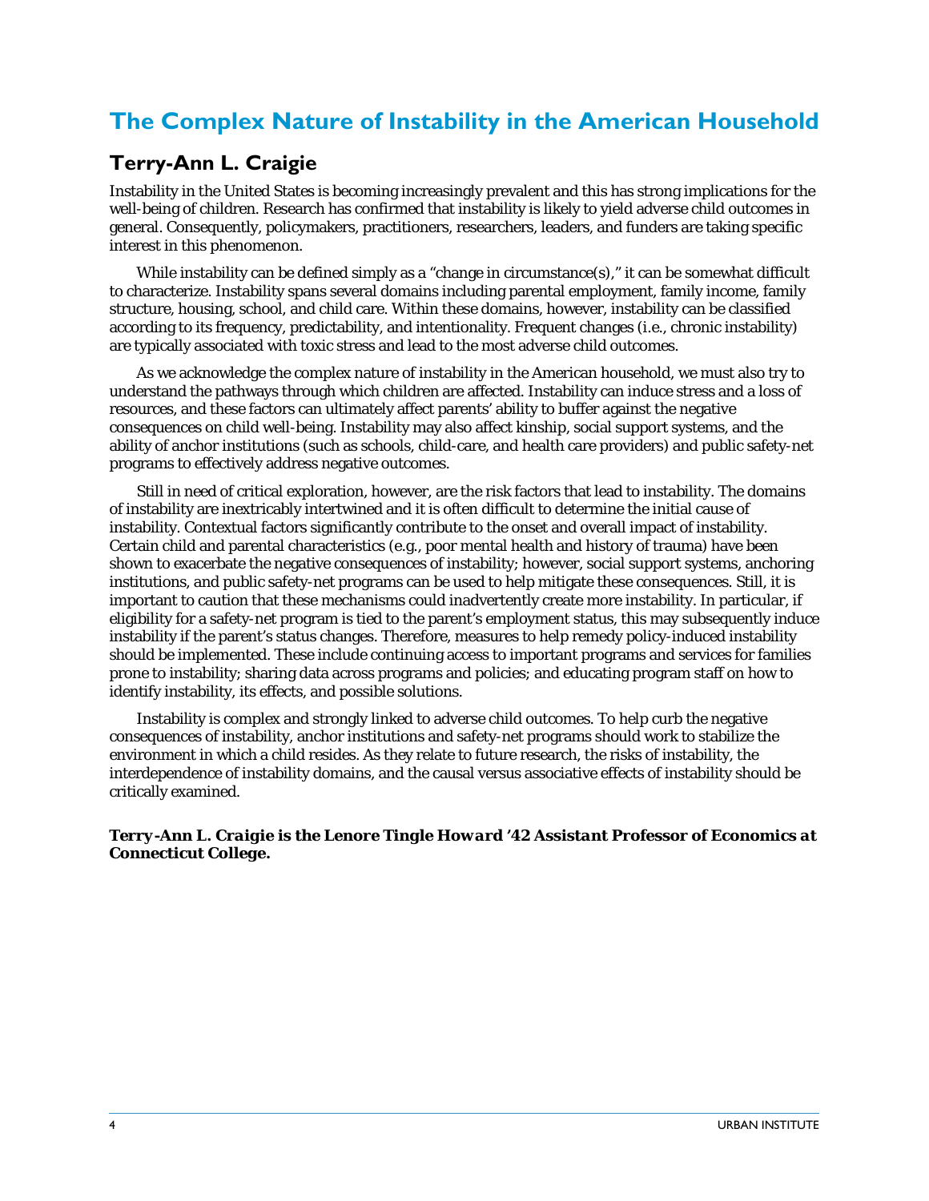## The Complex Nature of Instability in the American Household

### Terry-Ann L. Craigie

Instability in the United States is becoming increasingly prevalent and this has strong implications for the well-being of children. Research has confirmed that instability is likely to yield adverse child outcomes in general. Consequently, policymakers, practitioners, researchers, leaders, and funders are taking specific interest in this phenomenon.

While instability can be defined simply as a "change in circumstance(s)," it can be somewhat difficult to characterize. Instability spans several domains including parental employment, family income, family structure, housing, school, and child care. Within these domains, however, instability can be classified according to its frequency, predictability, and intentionality. Frequent changes (i.e., chronic instability) are typically associated with toxic stress and lead to the most adverse child outcomes.

As we acknowledge the complex nature of instability in the American household, we must also try to understand the pathways through which children are affected. Instability can induce stress and a loss of resources, and these factors can ultimately affect parents' ability to buffer against the negative consequences on child well-being. Instability may also affect kinship, social support systems, and the ability of anchor institutions (such as schools, child-care, and health care providers) and public safety-net programs to effectively address negative outcomes.

Still in need of critical exploration, however, are the risk factors that lead to instability. The domains of instability are inextricably intertwined and it is often difficult to determine the initial cause of instability. Contextual factors significantly contribute to the onset and overall impact of instability. Certain child and parental characteristics (e.g., poor mental health and history of trauma) have been shown to exacerbate the negative consequences of instability; however, social support systems, anchoring institutions, and public safety-net programs can be used to help mitigate these consequences. Still, it is important to caution that these mechanisms could inadvertently create more instability. In particular, if eligibility for a safety-net program is tied to the parent's employment status, this may subsequently induce instability if the parent's status changes. Therefore, measures to help remedy policy-induced instability should be implemented. These include continuing access to important programs and services for families prone to instability; sharing data across programs and policies; and educating program staff on how to identify instability, its effects, and possible solutions.

Instability is complex and strongly linked to adverse child outcomes. To help curb the negative consequences of instability, anchor institutions and safety-net programs should work to stabilize the environment in which a child resides. As they relate to future research, the risks of instability, the interdependence of instability domains, and the causal versus associative effects of instability should be critically examined.

***Terry-Ann L. Craigie is the Lenore Tingle Howard '42 Assistant Professor of Economics at Connecticut College.***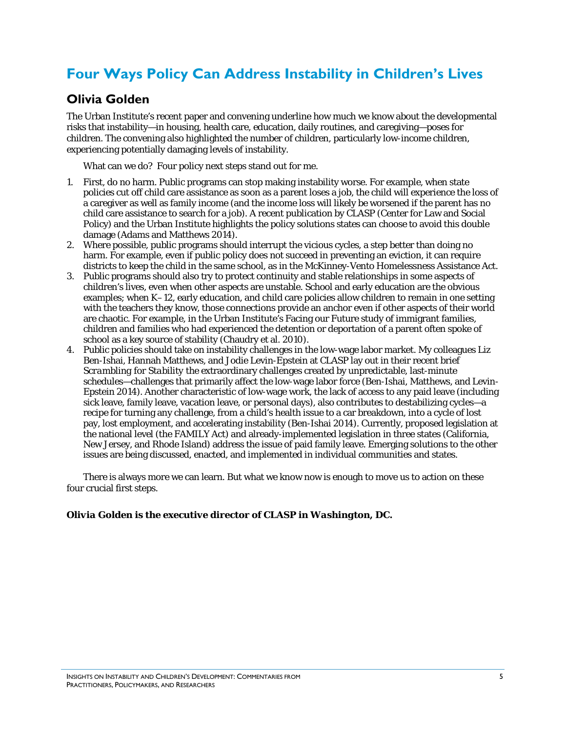# Four Ways Policy Can Address Instability in Children's Lives

## Olivia Golden

The Urban Institute's recent paper and convening underline how much we know about the developmental risks that instability—in housing, health care, education, daily routines, and caregiving—poses for children. The convening also highlighted the number of children, particularly low-income children, experiencing potentially damaging levels of instability.

What can we do? Four policy next steps stand out for me.

1. First, do no harm. Public programs can stop making instability worse. For example, when state policies cut off child care assistance as soon as a parent loses a job, the child will experience the loss of a caregiver as well as family income (and the income loss will likely be worsened if the parent has no child care assistance to search for a job). A recent publication by CLASP (Center for Law and Social Policy) and the Urban Institute highlights the policy solutions states can choose to avoid this double damage (Adams and Matthews 2014).
2. Where possible, public programs should interrupt the vicious cycles, a step better than doing no harm. For example, even if public policy does not succeed in preventing an eviction, it can require districts to keep the child in the same school, as in the McKinney-Vento Homelessness Assistance Act.
3. Public programs should also try to protect continuity and stable relationships in some aspects of children's lives, even when other aspects are unstable. School and early education are the obvious examples; when K–12, early education, and child care policies allow children to remain in one setting with the teachers they know, those connections provide an anchor even if other aspects of their world are chaotic. For example, in the Urban Institute's Facing our Future study of immigrant families, children and families who had experienced the detention or deportation of a parent often spoke of school as a key source of stability (Chaudry et al. 2010).
4. Public policies should take on instability challenges in the low-wage labor market. My colleagues Liz Ben-Ishai, Hannah Matthews, and Jodie Levin-Epstein at CLASP lay out in their recent brief *Scrambling for Stability* the extraordinary challenges created by unpredictable, last-minute schedules—challenges that primarily affect the low-wage labor force (Ben-Ishai, Matthews, and Levin-Epstein 2014). Another characteristic of low-wage work, the lack of access to any paid leave (including sick leave, family leave, vacation leave, or personal days), also contributes to destabilizing cycles—a recipe for turning any challenge, from a child's health issue to a car breakdown, into a cycle of lost pay, lost employment, and accelerating instability (Ben-Ishai 2014). Currently, proposed legislation at the national level (the FAMILY Act) and already-implemented legislation in three states (California, New Jersey, and Rhode Island) address the issue of paid family leave. Emerging solutions to the other issues are being discussed, enacted, and implemented in individual communities and states.

There is always more we can learn. But what we know now is enough to move us to action on these four crucial first steps.

***Olivia Golden is the executive director of CLASP in Washington, DC.***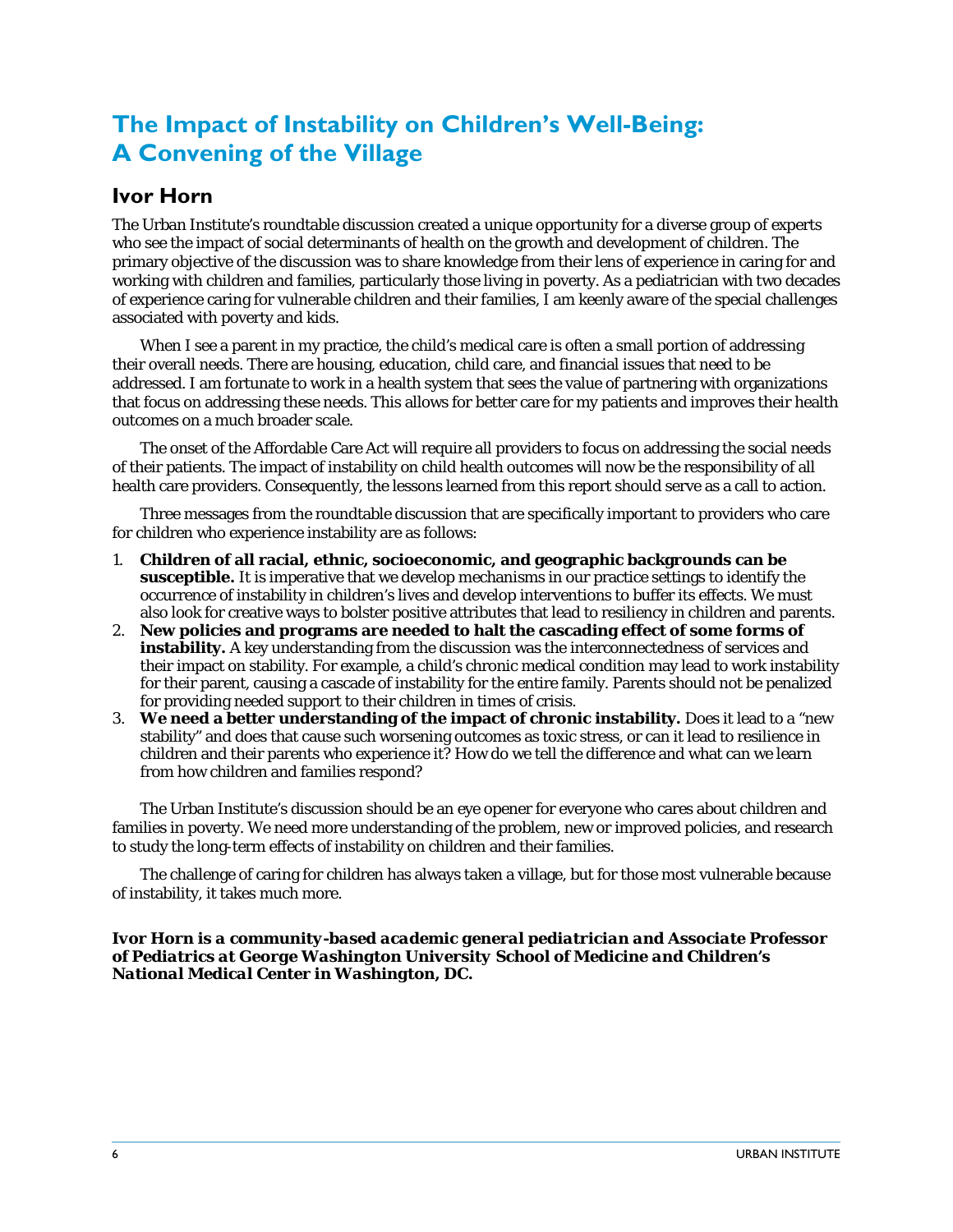# The Impact of Instability on Children's Well-Being: A Convening of the Village

## Ivor Horn

The Urban Institute's roundtable discussion created a unique opportunity for a diverse group of experts who see the impact of social determinants of health on the growth and development of children. The primary objective of the discussion was to share knowledge from their lens of experience in caring for and working with children and families, particularly those living in poverty. As a pediatrician with two decades of experience caring for vulnerable children and their families, I am keenly aware of the special challenges associated with poverty and kids.

When I see a parent in my practice, the child's medical care is often a small portion of addressing their overall needs. There are housing, education, child care, and financial issues that need to be addressed. I am fortunate to work in a health system that sees the value of partnering with organizations that focus on addressing these needs. This allows for better care for my patients and improves their health outcomes on a much broader scale.

The onset of the Affordable Care Act will require all providers to focus on addressing the social needs of their patients. The impact of instability on child health outcomes will now be the responsibility of all health care providers. Consequently, the lessons learned from this report should serve as a call to action.

Three messages from the roundtable discussion that are specifically important to providers who care for children who experience instability are as follows:

1. **Children of all racial, ethnic, socioeconomic, and geographic backgrounds can be susceptible.** It is imperative that we develop mechanisms in our practice settings to identify the occurrence of instability in children's lives and develop interventions to buffer its effects. We must also look for creative ways to bolster positive attributes that lead to resiliency in children and parents.
2. **New policies and programs are needed to halt the cascading effect of some forms of instability.** A key understanding from the discussion was the interconnectedness of services and their impact on stability. For example, a child's chronic medical condition may lead to work instability for their parent, causing a cascade of instability for the entire family. Parents should not be penalized for providing needed support to their children in times of crisis.
3. **We need a better understanding of the impact of chronic instability.** Does it lead to a "new stability" and does that cause such worsening outcomes as toxic stress, or can it lead to resilience in children and their parents who experience it? How do we tell the difference and what can we learn from how children and families respond?

The Urban Institute's discussion should be an eye opener for everyone who cares about children and families in poverty. We need more understanding of the problem, new or improved policies, and research to study the long-term effects of instability on children and their families.

The challenge of caring for children has always taken a village, but for those most vulnerable because of instability, it takes much more.

***Ivor Horn is a community-based academic general pediatrician and Associate Professor of Pediatrics at George Washington University School of Medicine and Children's National Medical Center in Washington, DC.***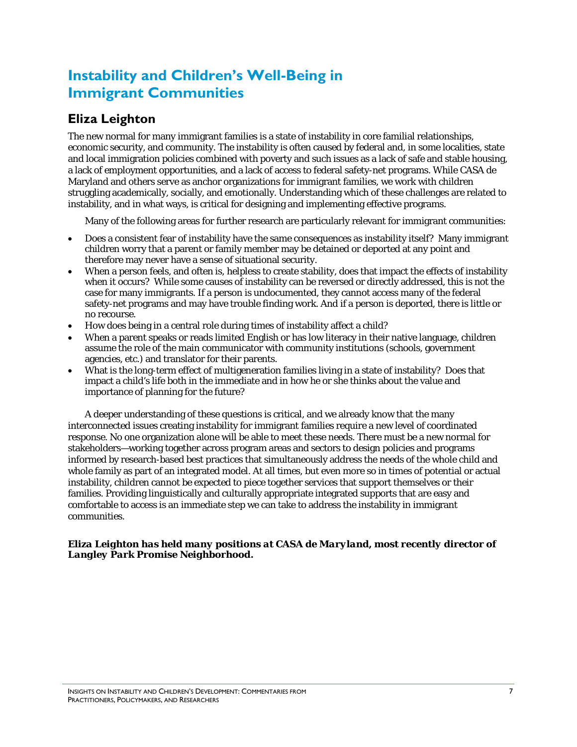## Instability and Children's Well-Being in Immigrant Communities

### Eliza Leighton

The new normal for many immigrant families is a state of instability in core familial relationships, economic security, and community. The instability is often caused by federal and, in some localities, state and local immigration policies combined with poverty and such issues as a lack of safe and stable housing, a lack of employment opportunities, and a lack of access to federal safety-net programs. While CASA de Maryland and others serve as anchor organizations for immigrant families, we work with children struggling academically, socially, and emotionally. Understanding which of these challenges are related to instability, and in what ways, is critical for designing and implementing effective programs.

Many of the following areas for further research are particularly relevant for immigrant communities:

- Does a consistent fear of instability have the same consequences as instability itself? Many immigrant children worry that a parent or family member may be detained or deported at any point and therefore may never have a sense of situational security.
- When a person feels, and often is, helpless to create stability, does that impact the effects of instability when it occurs? While some causes of instability can be reversed or directly addressed, this is not the case for many immigrants. If a person is undocumented, they cannot access many of the federal safety-net programs and may have trouble finding work. And if a person is deported, there is little or no recourse.
- How does being in a central role during times of instability affect a child?
- When a parent speaks or reads limited English or has low literacy in their native language, children assume the role of the main communicator with community institutions (schools, government agencies, etc.) and translator for their parents.
- What is the long-term effect of multigeneration families living in a state of instability? Does that impact a child's life both in the immediate and in how he or she thinks about the value and importance of planning for the future?

A deeper understanding of these questions is critical, and we already know that the many interconnected issues creating instability for immigrant families require a new level of coordinated response. No one organization alone will be able to meet these needs. There must be a new normal for stakeholders—working together across program areas and sectors to design policies and programs informed by research-based best practices that simultaneously address the needs of the whole child and whole family as part of an integrated model. At all times, but even more so in times of potential or actual instability, children cannot be expected to piece together services that support themselves or their families. Providing linguistically and culturally appropriate integrated supports that are easy and comfortable to access is an immediate step we can take to address the instability in immigrant communities.

***Eliza Leighton has held many positions at CASA de Maryland, most recently director of Langley Park Promise Neighborhood.***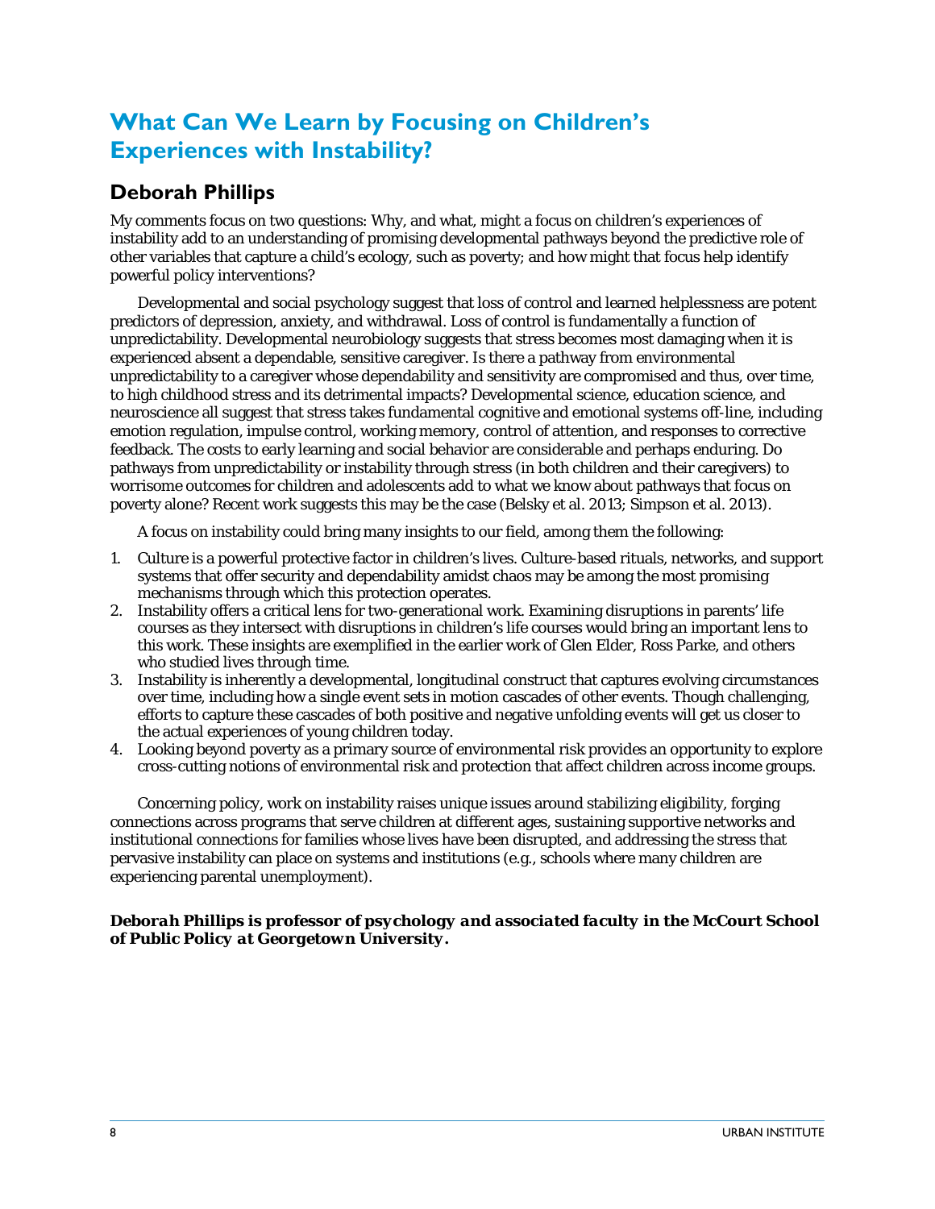# What Can We Learn by Focusing on Children's Experiences with Instability?

## Deborah Phillips

My comments focus on two questions: Why, and what, might a focus on children's experiences of instability add to an understanding of promising developmental pathways beyond the predictive role of other variables that capture a child's ecology, such as poverty; and how might that focus help identify powerful policy interventions?

Developmental and social psychology suggest that loss of control and learned helplessness are potent predictors of depression, anxiety, and withdrawal. Loss of control is fundamentally a function of unpredictability. Developmental neurobiology suggests that stress becomes most damaging when it is experienced absent a dependable, sensitive caregiver. Is there a pathway from environmental unpredictability to a caregiver whose dependability and sensitivity are compromised and thus, over time, to high childhood stress and its detrimental impacts? Developmental science, education science, and neuroscience all suggest that stress takes fundamental cognitive and emotional systems off-line, including emotion regulation, impulse control, working memory, control of attention, and responses to corrective feedback. The costs to early learning and social behavior are considerable and perhaps enduring. Do pathways from unpredictability or instability through stress (in both children and their caregivers) to worrisome outcomes for children and adolescents add to what we know about pathways that focus on poverty alone? Recent work suggests this may be the case (Belsky et al. 2013; Simpson et al. 2013).

A focus on instability could bring many insights to our field, among them the following:

1. Culture is a powerful protective factor in children's lives. Culture-based rituals, networks, and support systems that offer security and dependability amidst chaos may be among the most promising mechanisms through which this protection operates.
2. Instability offers a critical lens for two-generational work. Examining disruptions in parents' life courses as they intersect with disruptions in children's life courses would bring an important lens to this work. These insights are exemplified in the earlier work of Glen Elder, Ross Parke, and others who studied lives through time.
3. Instability is inherently a developmental, longitudinal construct that captures evolving circumstances over time, including how a single event sets in motion cascades of other events. Though challenging, efforts to capture these cascades of both positive and negative unfolding events will get us closer to the actual experiences of young children today.
4. Looking beyond poverty as a primary source of environmental risk provides an opportunity to explore cross-cutting notions of environmental risk and protection that affect children across income groups.

Concerning policy, work on instability raises unique issues around stabilizing eligibility, forging connections across programs that serve children at different ages, sustaining supportive networks and institutional connections for families whose lives have been disrupted, and addressing the stress that pervasive instability can place on systems and institutions (e.g., schools where many children are experiencing parental unemployment).

***Deborah Phillips is professor of psychology and associated faculty in the McCourt School of Public Policy at Georgetown University.***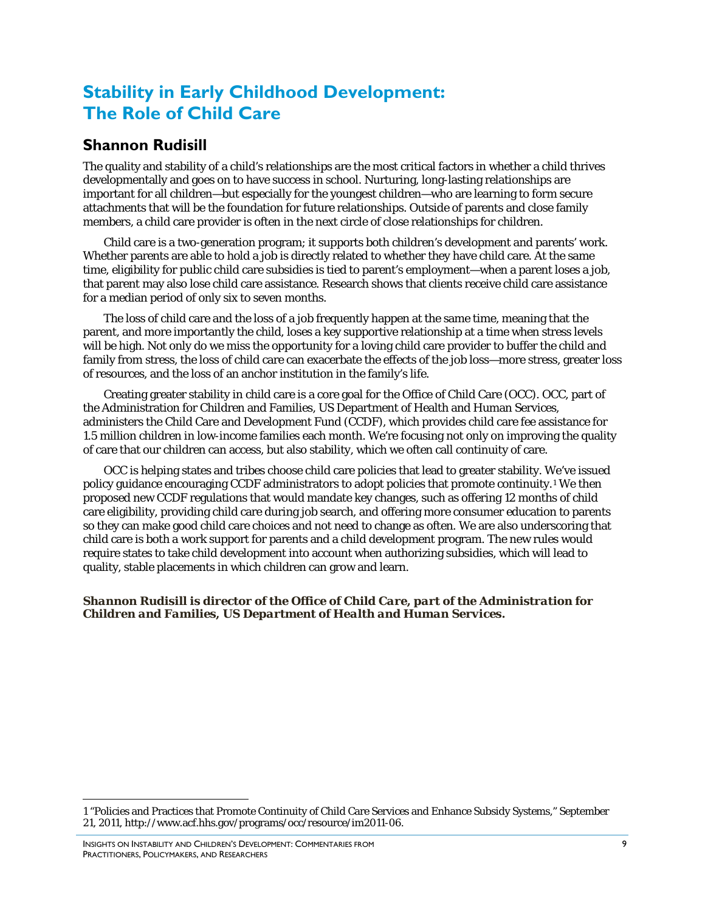# Stability in Early Childhood Development: The Role of Child Care

## Shannon Rudisill

The quality and stability of a child's relationships are the most critical factors in whether a child thrives developmentally and goes on to have success in school. Nurturing, long-lasting relationships are important for all children—but especially for the youngest children—who are learning to form secure attachments that will be the foundation for future relationships. Outside of parents and close family members, a child care provider is often in the next circle of close relationships for children.

Child care is a two-generation program; it supports both children's development and parents' work. Whether parents are able to hold a job is directly related to whether they have child care. At the same time, eligibility for public child care subsidies is tied to parent's employment—when a parent loses a job, that parent may also lose child care assistance. Research shows that clients receive child care assistance for a median period of only six to seven months.

The loss of child care and the loss of a job frequently happen at the same time, meaning that the parent, and more importantly the child, loses a key supportive relationship at a time when stress levels will be high. Not only do we miss the opportunity for a loving child care provider to buffer the child and family from stress, the loss of child care can exacerbate the effects of the job loss—more stress, greater loss of resources, and the loss of an anchor institution in the family's life.

Creating greater stability in child care is a core goal for the Office of Child Care (OCC). OCC, part of the Administration for Children and Families, US Department of Health and Human Services, administers the Child Care and Development Fund (CCDF), which provides child care fee assistance for 1.5 million children in low-income families each month. We're focusing not only on improving the quality of care that our children can access, but also stability, which we often call continuity of care.

OCC is helping states and tribes choose child care policies that lead to greater stability. We've issued policy guidance encouraging CCDF administrators to adopt policies that promote continuity.[1] We then proposed new CCDF regulations that would mandate key changes, such as offering 12 months of child care eligibility, providing child care during job search, and offering more consumer education to parents so they can make good child care choices and not need to change as often. We are also underscoring that child care is both a work support for parents and a child development program. The new rules would require states to take child development into account when authorizing subsidies, which will lead to quality, stable placements in which children can grow and learn.

***Shannon Rudisill is director of the Office of Child Care, part of the Administration for Children and Families, US Department of Health and Human Services.***

---

1 "Policies and Practices that Promote Continuity of Child Care Services and Enhance Subsidy Systems," September 21, 2011, http://www.acf.hhs.gov/programs/occ/resource/im2011-06.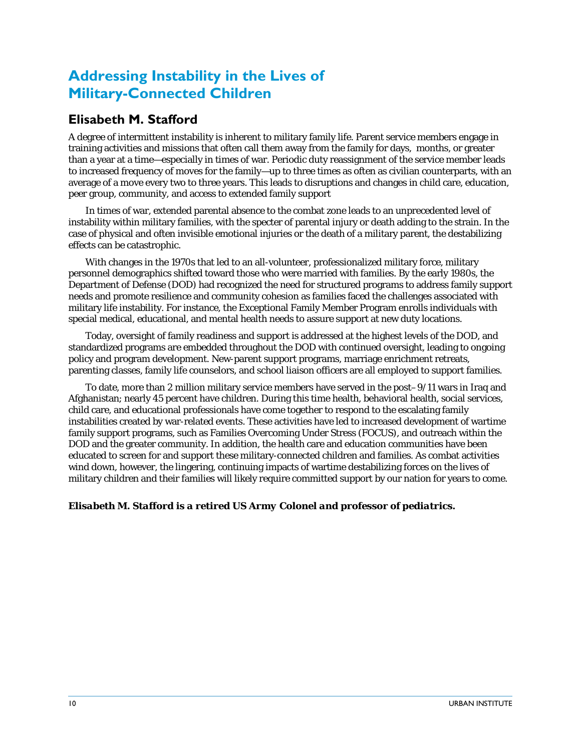# Addressing Instability in the Lives of Military-Connected Children

## Elisabeth M. Stafford

A degree of intermittent instability is inherent to military family life. Parent service members engage in training activities and missions that often call them away from the family for days, months, or greater than a year at a time—especially in times of war. Periodic duty reassignment of the service member leads to increased frequency of moves for the family—up to three times as often as civilian counterparts, with an average of a move every two to three years. This leads to disruptions and changes in child care, education, peer group, community, and access to extended family support

In times of war, extended parental absence to the combat zone leads to an unprecedented level of instability within military families, with the specter of parental injury or death adding to the strain. In the case of physical and often invisible emotional injuries or the death of a military parent, the destabilizing effects can be catastrophic.

With changes in the 1970s that led to an all-volunteer, professionalized military force, military personnel demographics shifted toward those who were married with families. By the early 1980s, the Department of Defense (DOD) had recognized the need for structured programs to address family support needs and promote resilience and community cohesion as families faced the challenges associated with military life instability. For instance, the Exceptional Family Member Program enrolls individuals with special medical, educational, and mental health needs to assure support at new duty locations.

Today, oversight of family readiness and support is addressed at the highest levels of the DOD, and standardized programs are embedded throughout the DOD with continued oversight, leading to ongoing policy and program development. New-parent support programs, marriage enrichment retreats, parenting classes, family life counselors, and school liaison officers are all employed to support families.

To date, more than 2 million military service members have served in the post–9/11 wars in Iraq and Afghanistan; nearly 45 percent have children. During this time health, behavioral health, social services, child care, and educational professionals have come together to respond to the escalating family instabilities created by war-related events. These activities have led to increased development of wartime family support programs, such as Families Overcoming Under Stress (FOCUS), and outreach within the DOD and the greater community. In addition, the health care and education communities have been educated to screen for and support these military-connected children and families. As combat activities wind down, however, the lingering, continuing impacts of wartime destabilizing forces on the lives of military children and their families will likely require committed support by our nation for years to come.

***Elisabeth M. Stafford is a retired US Army Colonel and professor of pediatrics.***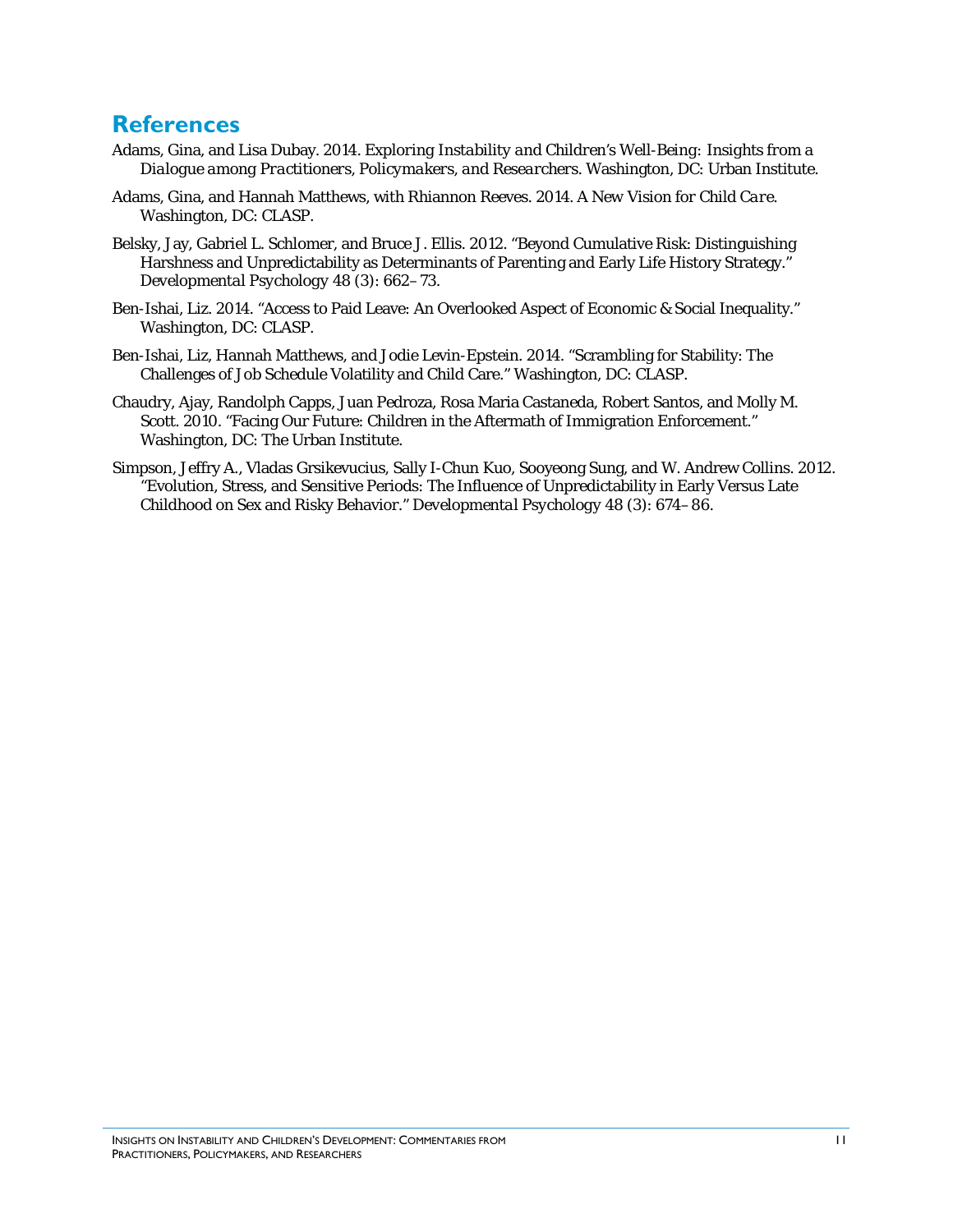## References

Adams, Gina, and Lisa Dubay. 2014. *Exploring Instability and Children's Well-Being: Insights from a Dialogue among Practitioners, Policymakers, and Researchers*. Washington, DC: Urban Institute.

Adams, Gina, and Hannah Matthews, with Rhiannon Reeves. 2014. *A New Vision for Child Care*. Washington, DC: CLASP.

Belsky, Jay, Gabriel L. Schlomer, and Bruce J. Ellis. 2012. "Beyond Cumulative Risk: Distinguishing Harshness and Unpredictability as Determinants of Parenting and Early Life History Strategy." *Developmental Psychology* 48 (3): 662–73.

Ben-Ishai, Liz. 2014. "Access to Paid Leave: An Overlooked Aspect of Economic & Social Inequality." Washington, DC: CLASP.

Ben-Ishai, Liz, Hannah Matthews, and Jodie Levin-Epstein. 2014. "Scrambling for Stability: The Challenges of Job Schedule Volatility and Child Care." Washington, DC: CLASP.

Chaudry, Ajay, Randolph Capps, Juan Pedroza, Rosa Maria Castaneda, Robert Santos, and Molly M. Scott. 2010. "Facing Our Future: Children in the Aftermath of Immigration Enforcement." Washington, DC: The Urban Institute.

Simpson, Jeffry A., Vladas Grsikevucius, Sally I-Chun Kuo, Sooyeong Sung, and W. Andrew Collins. 2012. "Evolution, Stress, and Sensitive Periods: The Influence of Unpredictability in Early Versus Late Childhood on Sex and Risky Behavior." *Developmental Psychology* 48 (3): 674–86.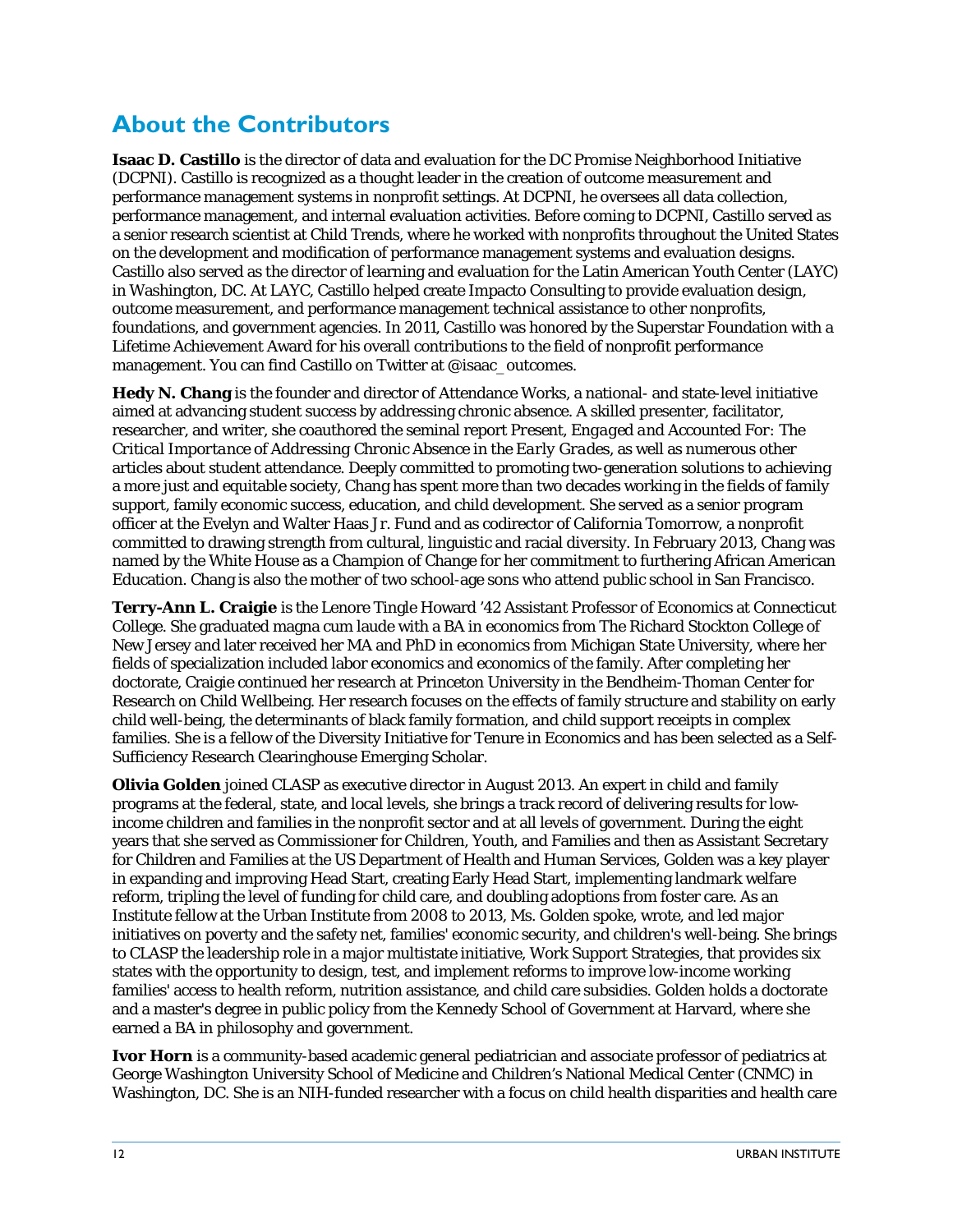## About the Contributors

**Isaac D. Castillo** is the director of data and evaluation for the DC Promise Neighborhood Initiative (DCPNI). Castillo is recognized as a thought leader in the creation of outcome measurement and performance management systems in nonprofit settings. At DCPNI, he oversees all data collection, performance management, and internal evaluation activities. Before coming to DCPNI, Castillo served as a senior research scientist at Child Trends, where he worked with nonprofits throughout the United States on the development and modification of performance management systems and evaluation designs. Castillo also served as the director of learning and evaluation for the Latin American Youth Center (LAYC) in Washington, DC. At LAYC, Castillo helped create Impacto Consulting to provide evaluation design, outcome measurement, and performance management technical assistance to other nonprofits, foundations, and government agencies. In 2011, Castillo was honored by the Superstar Foundation with a Lifetime Achievement Award for his overall contributions to the field of nonprofit performance management. You can find Castillo on Twitter at @isaac_outcomes.

**Hedy N. Chang** is the founder and director of Attendance Works, a national- and state-level initiative aimed at advancing student success by addressing chronic absence. A skilled presenter, facilitator, researcher, and writer, she coauthored the seminal report *Present, Engaged and Accounted For: The Critical Importance of Addressing Chronic Absence in the Early Grades*, as well as numerous other articles about student attendance. Deeply committed to promoting two-generation solutions to achieving a more just and equitable society, Chang has spent more than two decades working in the fields of family support, family economic success, education, and child development. She served as a senior program officer at the Evelyn and Walter Haas Jr. Fund and as codirector of California Tomorrow, a nonprofit committed to drawing strength from cultural, linguistic and racial diversity. In February 2013, Chang was named by the White House as a Champion of Change for her commitment to furthering African American Education. Chang is also the mother of two school-age sons who attend public school in San Francisco.

**Terry-Ann L. Craigie** is the Lenore Tingle Howard '42 Assistant Professor of Economics at Connecticut College. She graduated magna cum laude with a BA in economics from The Richard Stockton College of New Jersey and later received her MA and PhD in economics from Michigan State University, where her fields of specialization included labor economics and economics of the family. After completing her doctorate, Craigie continued her research at Princeton University in the Bendheim-Thoman Center for Research on Child Wellbeing. Her research focuses on the effects of family structure and stability on early child well-being, the determinants of black family formation, and child support receipts in complex families. She is a fellow of the Diversity Initiative for Tenure in Economics and has been selected as a Self-Sufficiency Research Clearinghouse Emerging Scholar.

**Olivia Golden** joined CLASP as executive director in August 2013. An expert in child and family programs at the federal, state, and local levels, she brings a track record of delivering results for low-income children and families in the nonprofit sector and at all levels of government. During the eight years that she served as Commissioner for Children, Youth, and Families and then as Assistant Secretary for Children and Families at the US Department of Health and Human Services, Golden was a key player in expanding and improving Head Start, creating Early Head Start, implementing landmark welfare reform, tripling the level of funding for child care, and doubling adoptions from foster care. As an Institute fellow at the Urban Institute from 2008 to 2013, Ms. Golden spoke, wrote, and led major initiatives on poverty and the safety net, families' economic security, and children's well-being. She brings to CLASP the leadership role in a major multistate initiative, Work Support Strategies, that provides six states with the opportunity to design, test, and implement reforms to improve low-income working families' access to health reform, nutrition assistance, and child care subsidies. Golden holds a doctorate and a master's degree in public policy from the Kennedy School of Government at Harvard, where she earned a BA in philosophy and government.

**Ivor Horn** is a community-based academic general pediatrician and associate professor of pediatrics at George Washington University School of Medicine and Children's National Medical Center (CNMC) in Washington, DC. She is an NIH-funded researcher with a focus on child health disparities and health care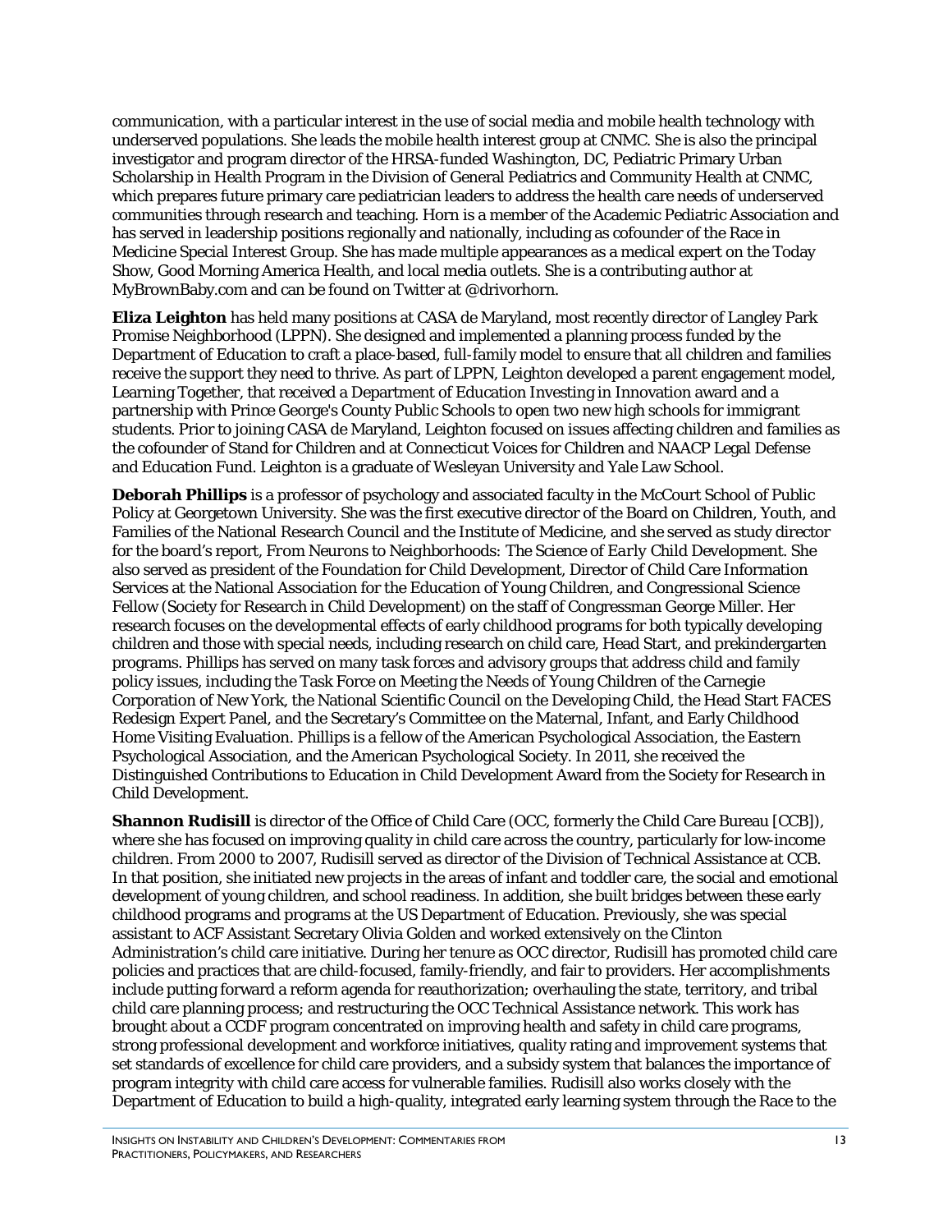communication, with a particular interest in the use of social media and mobile health technology with underserved populations. She leads the mobile health interest group at CNMC. She is also the principal investigator and program director of the HRSA-funded Washington, DC, Pediatric Primary Urban Scholarship in Health Program in the Division of General Pediatrics and Community Health at CNMC, which prepares future primary care pediatrician leaders to address the health care needs of underserved communities through research and teaching. Horn is a member of the Academic Pediatric Association and has served in leadership positions regionally and nationally, including as cofounder of the Race in Medicine Special Interest Group. She has made multiple appearances as a medical expert on the Today Show, Good Morning America Health, and local media outlets. She is a contributing author at MyBrownBaby.com and can be found on Twitter at @drivorhorn.

**Eliza Leighton** has held many positions at CASA de Maryland, most recently director of Langley Park Promise Neighborhood (LPPN). She designed and implemented a planning process funded by the Department of Education to craft a place-based, full-family model to ensure that all children and families receive the support they need to thrive. As part of LPPN, Leighton developed a parent engagement model, Learning Together, that received a Department of Education Investing in Innovation award and a partnership with Prince George's County Public Schools to open two new high schools for immigrant students. Prior to joining CASA de Maryland, Leighton focused on issues affecting children and families as the cofounder of Stand for Children and at Connecticut Voices for Children and NAACP Legal Defense and Education Fund. Leighton is a graduate of Wesleyan University and Yale Law School.

**Deborah Phillips** is a professor of psychology and associated faculty in the McCourt School of Public Policy at Georgetown University. She was the first executive director of the Board on Children, Youth, and Families of the National Research Council and the Institute of Medicine, and she served as study director for the board's report, *From Neurons to Neighborhoods: The Science of Early Child Development*. She also served as president of the Foundation for Child Development, Director of Child Care Information Services at the National Association for the Education of Young Children, and Congressional Science Fellow (Society for Research in Child Development) on the staff of Congressman George Miller. Her research focuses on the developmental effects of early childhood programs for both typically developing children and those with special needs, including research on child care, Head Start, and prekindergarten programs. Phillips has served on many task forces and advisory groups that address child and family policy issues, including the Task Force on Meeting the Needs of Young Children of the Carnegie Corporation of New York, the National Scientific Council on the Developing Child, the Head Start FACES Redesign Expert Panel, and the Secretary's Committee on the Maternal, Infant, and Early Childhood Home Visiting Evaluation. Phillips is a fellow of the American Psychological Association, the Eastern Psychological Association, and the American Psychological Society. In 2011, she received the Distinguished Contributions to Education in Child Development Award from the Society for Research in Child Development.

**Shannon Rudisill** is director of the Office of Child Care (OCC, formerly the Child Care Bureau [CCB]), where she has focused on improving quality in child care across the country, particularly for low-income children. From 2000 to 2007, Rudisill served as director of the Division of Technical Assistance at CCB. In that position, she initiated new projects in the areas of infant and toddler care, the social and emotional development of young children, and school readiness. In addition, she built bridges between these early childhood programs and programs at the US Department of Education. Previously, she was special assistant to ACF Assistant Secretary Olivia Golden and worked extensively on the Clinton Administration's child care initiative. During her tenure as OCC director, Rudisill has promoted child care policies and practices that are child-focused, family-friendly, and fair to providers. Her accomplishments include putting forward a reform agenda for reauthorization; overhauling the state, territory, and tribal child care planning process; and restructuring the OCC Technical Assistance network. This work has brought about a CCDF program concentrated on improving health and safety in child care programs, strong professional development and workforce initiatives, quality rating and improvement systems that set standards of excellence for child care providers, and a subsidy system that balances the importance of program integrity with child care access for vulnerable families. Rudisill also works closely with the Department of Education to build a high-quality, integrated early learning system through the Race to the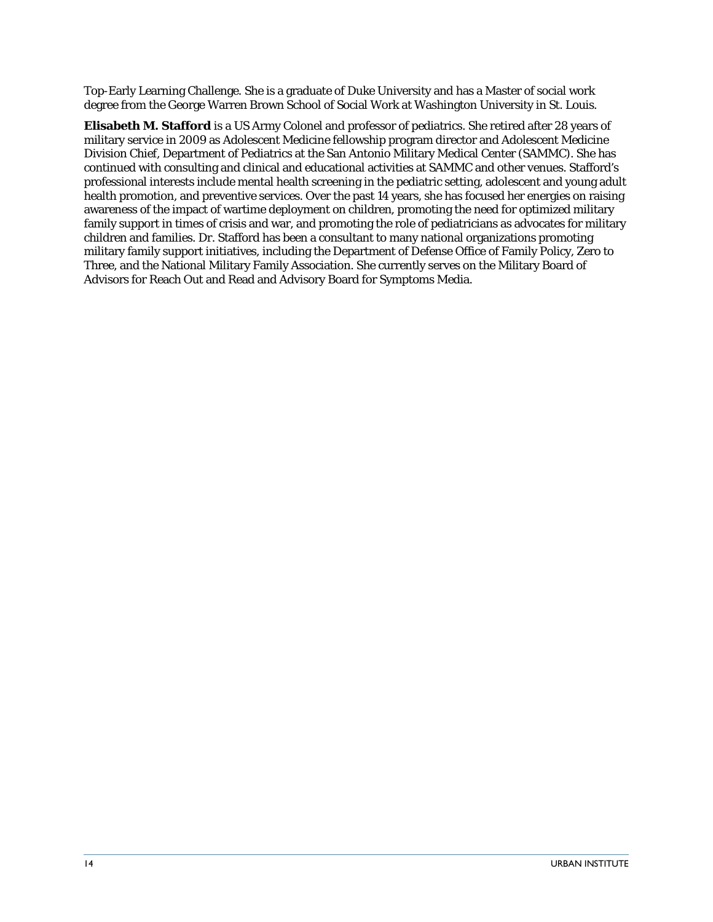Top-Early Learning Challenge. She is a graduate of Duke University and has a Master of social work degree from the George Warren Brown School of Social Work at Washington University in St. Louis.

**Elisabeth M. Stafford** is a US Army Colonel and professor of pediatrics. She retired after 28 years of military service in 2009 as Adolescent Medicine fellowship program director and Adolescent Medicine Division Chief, Department of Pediatrics at the San Antonio Military Medical Center (SAMMC). She has continued with consulting and clinical and educational activities at SAMMC and other venues. Stafford's professional interests include mental health screening in the pediatric setting, adolescent and young adult health promotion, and preventive services. Over the past 14 years, she has focused her energies on raising awareness of the impact of wartime deployment on children, promoting the need for optimized military family support in times of crisis and war, and promoting the role of pediatricians as advocates for military children and families. Dr. Stafford has been a consultant to many national organizations promoting military family support initiatives, including the Department of Defense Office of Family Policy, Zero to Three, and the National Military Family Association. She currently serves on the Military Board of Advisors for Reach Out and Read and Advisory Board for Symptoms Media.